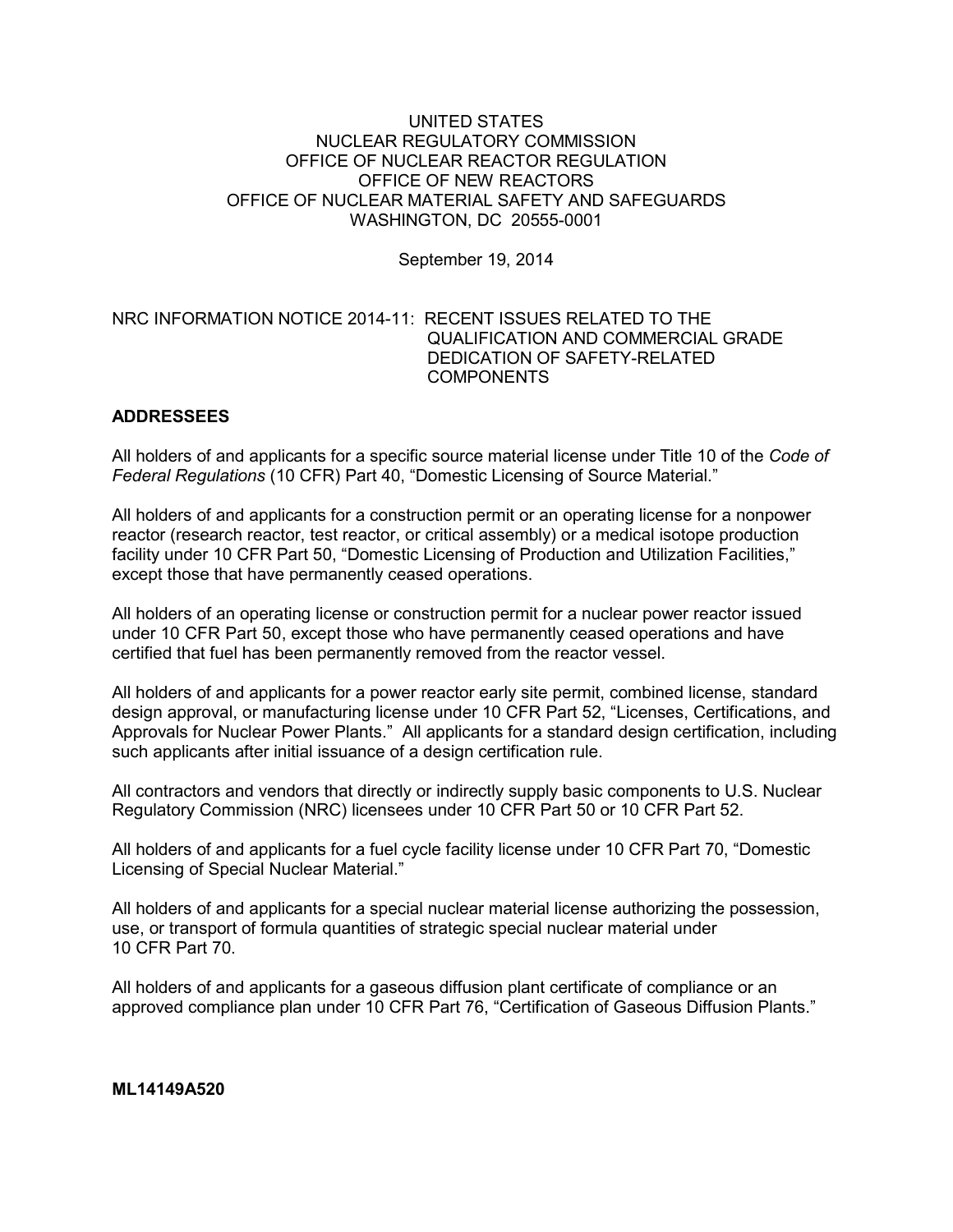UNITED STATES
NUCLEAR REGULATORY COMMISSION
OFFICE OF NUCLEAR REACTOR REGULATION
OFFICE OF NEW REACTORS
OFFICE OF NUCLEAR MATERIAL SAFETY AND SAFEGUARDS
WASHINGTON, DC 20555-0001

September 19, 2014

NRC INFORMATION NOTICE 2014-11: RECENT ISSUES RELATED TO THE QUALIFICATION AND COMMERCIAL GRADE DEDICATION OF SAFETY-RELATED COMPONENTS

## ADDRESSEES

All holders of and applicants for a specific source material license under Title 10 of the *Code of Federal Regulations* (10 CFR) Part 40, "Domestic Licensing of Source Material."

All holders of and applicants for a construction permit or an operating license for a nonpower reactor (research reactor, test reactor, or critical assembly) or a medical isotope production facility under 10 CFR Part 50, "Domestic Licensing of Production and Utilization Facilities," except those that have permanently ceased operations.

All holders of an operating license or construction permit for a nuclear power reactor issued under 10 CFR Part 50, except those who have permanently ceased operations and have certified that fuel has been permanently removed from the reactor vessel.

All holders of and applicants for a power reactor early site permit, combined license, standard design approval, or manufacturing license under 10 CFR Part 52, "Licenses, Certifications, and Approvals for Nuclear Power Plants." All applicants for a standard design certification, including such applicants after initial issuance of a design certification rule.

All contractors and vendors that directly or indirectly supply basic components to U.S. Nuclear Regulatory Commission (NRC) licensees under 10 CFR Part 50 or 10 CFR Part 52.

All holders of and applicants for a fuel cycle facility license under 10 CFR Part 70, "Domestic Licensing of Special Nuclear Material."

All holders of and applicants for a special nuclear material license authorizing the possession, use, or transport of formula quantities of strategic special nuclear material under 10 CFR Part 70.

All holders of and applicants for a gaseous diffusion plant certificate of compliance or an approved compliance plan under 10 CFR Part 76, "Certification of Gaseous Diffusion Plants."

**ML14149A520**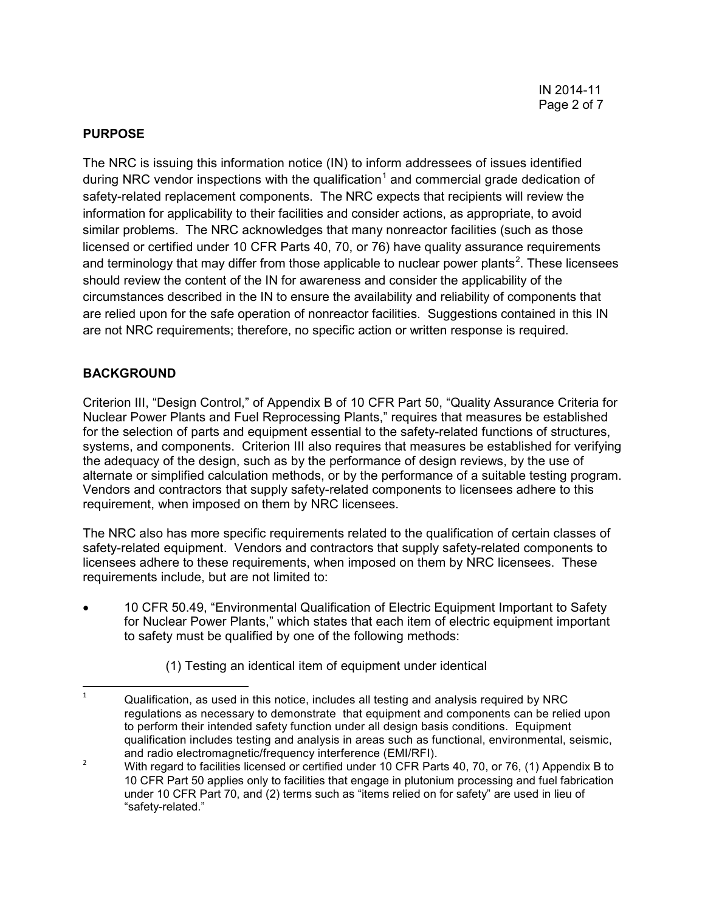## PURPOSE

The NRC is issuing this information notice (IN) to inform addressees of issues identified during NRC vendor inspections with the qualification[1] and commercial grade dedication of safety-related replacement components. The NRC expects that recipients will review the information for applicability to their facilities and consider actions, as appropriate, to avoid similar problems. The NRC acknowledges that many nonreactor facilities (such as those licensed or certified under 10 CFR Parts 40, 70, or 76) have quality assurance requirements and terminology that may differ from those applicable to nuclear power plants[2]. These licensees should review the content of the IN for awareness and consider the applicability of the circumstances described in the IN to ensure the availability and reliability of components that are relied upon for the safe operation of nonreactor facilities. Suggestions contained in this IN are not NRC requirements; therefore, no specific action or written response is required.

## BACKGROUND

Criterion III, "Design Control," of Appendix B of 10 CFR Part 50, "Quality Assurance Criteria for Nuclear Power Plants and Fuel Reprocessing Plants," requires that measures be established for the selection of parts and equipment essential to the safety-related functions of structures, systems, and components. Criterion III also requires that measures be established for verifying the adequacy of the design, such as by the performance of design reviews, by the use of alternate or simplified calculation methods, or by the performance of a suitable testing program. Vendors and contractors that supply safety-related components to licensees adhere to this requirement, when imposed on them by NRC licensees.

The NRC also has more specific requirements related to the qualification of certain classes of safety-related equipment. Vendors and contractors that supply safety-related components to licensees adhere to these requirements, when imposed on them by NRC licensees. These requirements include, but are not limited to:

- 10 CFR 50.49, "Environmental Qualification of Electric Equipment Important to Safety for Nuclear Power Plants," which states that each item of electric equipment important to safety must be qualified by one of the following methods:

    (1) Testing an identical item of equipment under identical

---

[1] Qualification, as used in this notice, includes all testing and analysis required by NRC regulations as necessary to demonstrate that equipment and components can be relied upon to perform their intended safety function under all design basis conditions. Equipment qualification includes testing and analysis in areas such as functional, environmental, seismic, and radio electromagnetic/frequency interference (EMI/RFI).

[2] With regard to facilities licensed or certified under 10 CFR Parts 40, 70, or 76, (1) Appendix B to 10 CFR Part 50 applies only to facilities that engage in plutonium processing and fuel fabrication under 10 CFR Part 70, and (2) terms such as "items relied on for safety" are used in lieu of "safety-related."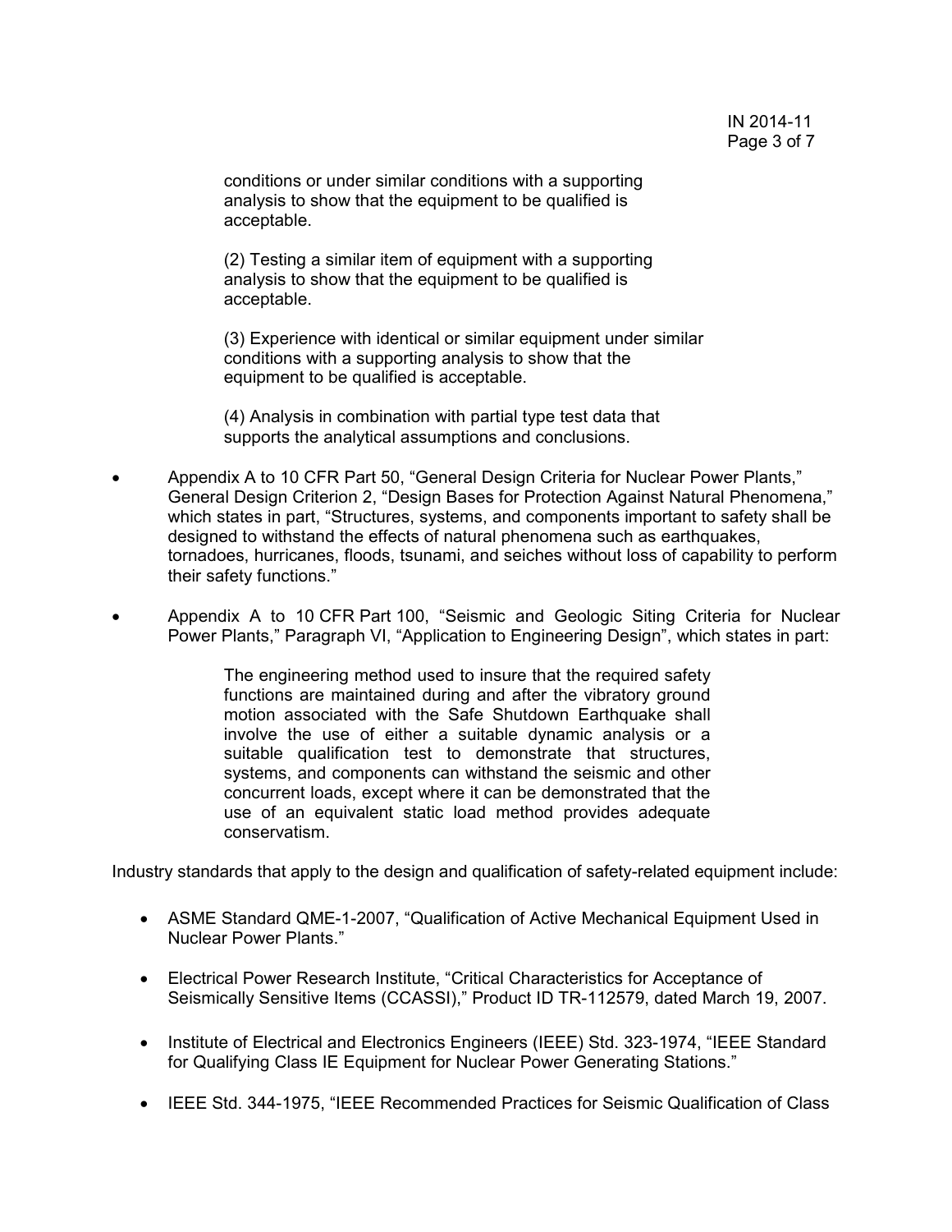conditions or under similar conditions with a supporting analysis to show that the equipment to be qualified is acceptable.

> (2) Testing a similar item of equipment with a supporting analysis to show that the equipment to be qualified is acceptable.
>
> (3) Experience with identical or similar equipment under similar conditions with a supporting analysis to show that the equipment to be qualified is acceptable.
>
> (4) Analysis in combination with partial type test data that supports the analytical assumptions and conclusions.

- Appendix A to 10 CFR Part 50, "General Design Criteria for Nuclear Power Plants," General Design Criterion 2, "Design Bases for Protection Against Natural Phenomena," which states in part, "Structures, systems, and components important to safety shall be designed to withstand the effects of natural phenomena such as earthquakes, tornadoes, hurricanes, floods, tsunami, and seiches without loss of capability to perform their safety functions."

- Appendix A to 10 CFR Part 100, "Seismic and Geologic Siting Criteria for Nuclear Power Plants," Paragraph VI, "Application to Engineering Design", which states in part:

> The engineering method used to insure that the required safety functions are maintained during and after the vibratory ground motion associated with the Safe Shutdown Earthquake shall involve the use of either a suitable dynamic analysis or a suitable qualification test to demonstrate that structures, systems, and components can withstand the seismic and other concurrent loads, except where it can be demonstrated that the use of an equivalent static load method provides adequate conservatism.

Industry standards that apply to the design and qualification of safety-related equipment include:

- ASME Standard QME-1-2007, "Qualification of Active Mechanical Equipment Used in Nuclear Power Plants."

- Electrical Power Research Institute, "Critical Characteristics for Acceptance of Seismically Sensitive Items (CCASSI)," Product ID TR-112579, dated March 19, 2007.

- Institute of Electrical and Electronics Engineers (IEEE) Std. 323-1974, "IEEE Standard for Qualifying Class IE Equipment for Nuclear Power Generating Stations."

- IEEE Std. 344-1975, "IEEE Recommended Practices for Seismic Qualification of Class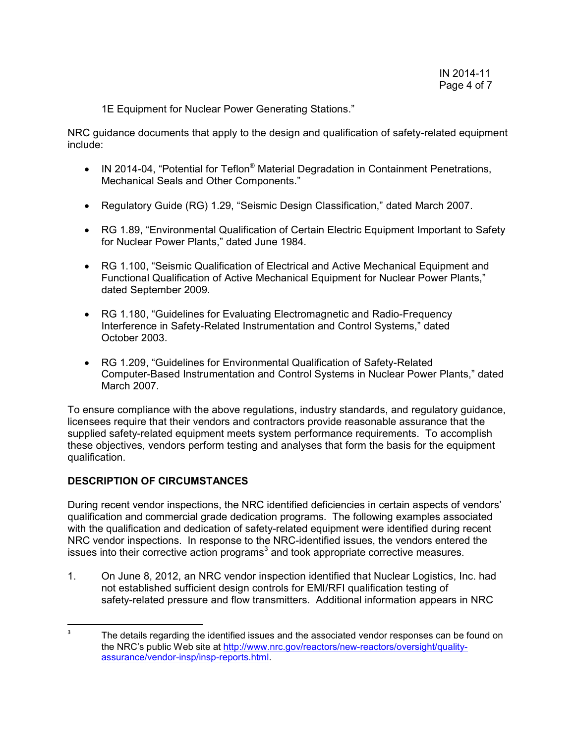1E Equipment for Nuclear Power Generating Stations."

NRC guidance documents that apply to the design and qualification of safety-related equipment include:

- IN 2014-04, "Potential for Teflon® Material Degradation in Containment Penetrations, Mechanical Seals and Other Components."
- Regulatory Guide (RG) 1.29, "Seismic Design Classification," dated March 2007.
- RG 1.89, "Environmental Qualification of Certain Electric Equipment Important to Safety for Nuclear Power Plants," dated June 1984.
- RG 1.100, "Seismic Qualification of Electrical and Active Mechanical Equipment and Functional Qualification of Active Mechanical Equipment for Nuclear Power Plants," dated September 2009.
- RG 1.180, "Guidelines for Evaluating Electromagnetic and Radio-Frequency Interference in Safety-Related Instrumentation and Control Systems," dated October 2003.
- RG 1.209, "Guidelines for Environmental Qualification of Safety-Related Computer-Based Instrumentation and Control Systems in Nuclear Power Plants," dated March 2007.

To ensure compliance with the above regulations, industry standards, and regulatory guidance, licensees require that their vendors and contractors provide reasonable assurance that the supplied safety-related equipment meets system performance requirements. To accomplish these objectives, vendors perform testing and analyses that form the basis for the equipment qualification.

## DESCRIPTION OF CIRCUMSTANCES

During recent vendor inspections, the NRC identified deficiencies in certain aspects of vendors' qualification and commercial grade dedication programs. The following examples associated with the qualification and dedication of safety-related equipment were identified during recent NRC vendor inspections. In response to the NRC-identified issues, the vendors entered the issues into their corrective action programs[3] and took appropriate corrective measures.

1. On June 8, 2012, an NRC vendor inspection identified that Nuclear Logistics, Inc. had not established sufficient design controls for EMI/RFI qualification testing of safety-related pressure and flow transmitters. Additional information appears in NRC

---

[3] The details regarding the identified issues and the associated vendor responses can be found on the NRC's public Web site at http://www.nrc.gov/reactors/new-reactors/oversight/quality-assurance/vendor-insp/insp-reports.html.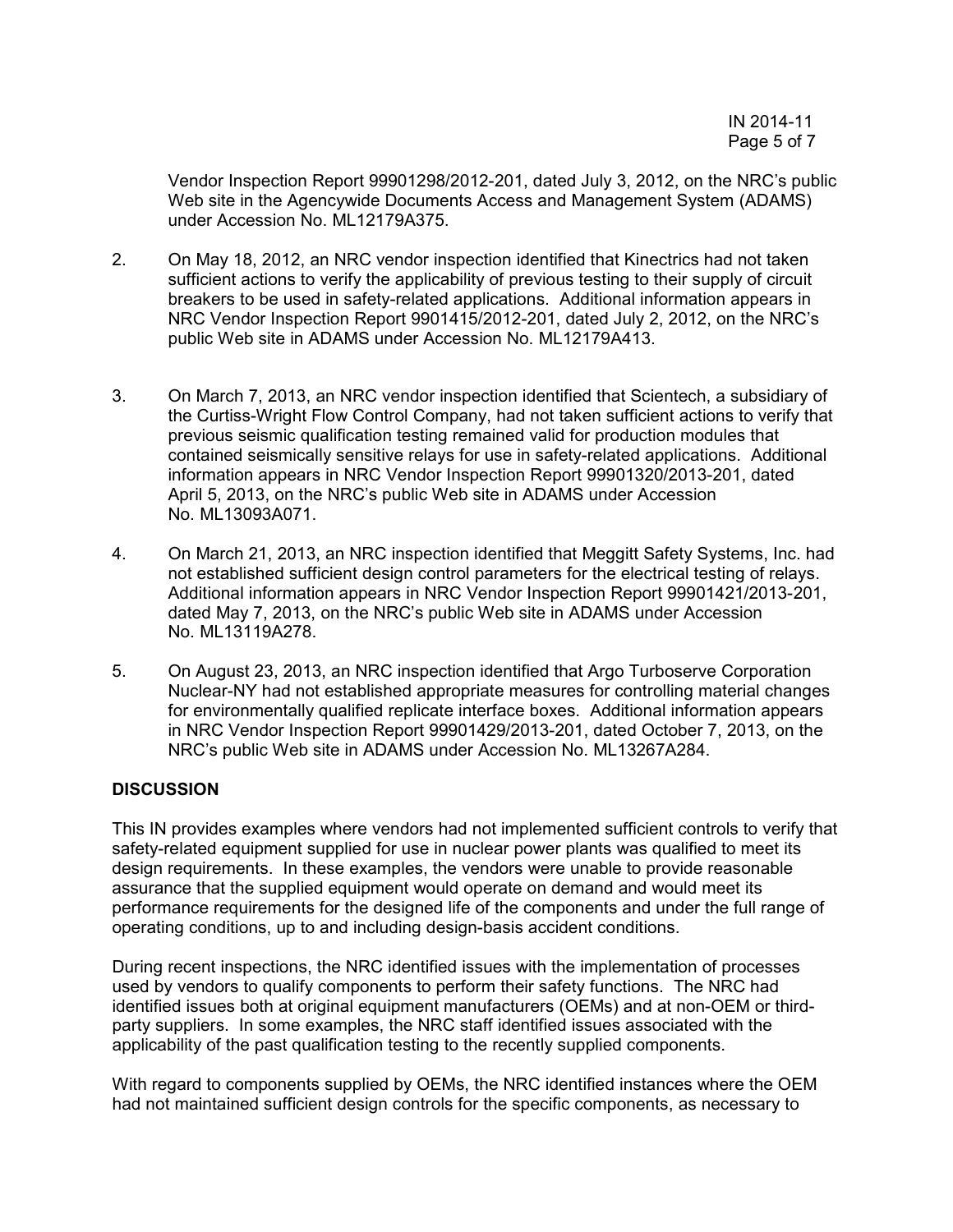Vendor Inspection Report 99901298/2012-201, dated July 3, 2012, on the NRC's public Web site in the Agencywide Documents Access and Management System (ADAMS) under Accession No. ML12179A375.

2. On May 18, 2012, an NRC vendor inspection identified that Kinectrics had not taken sufficient actions to verify the applicability of previous testing to their supply of circuit breakers to be used in safety-related applications. Additional information appears in NRC Vendor Inspection Report 9901415/2012-201, dated July 2, 2012, on the NRC's public Web site in ADAMS under Accession No. ML12179A413.

3. On March 7, 2013, an NRC vendor inspection identified that Scientech, a subsidiary of the Curtiss-Wright Flow Control Company, had not taken sufficient actions to verify that previous seismic qualification testing remained valid for production modules that contained seismically sensitive relays for use in safety-related applications. Additional information appears in NRC Vendor Inspection Report 99901320/2013-201, dated April 5, 2013, on the NRC's public Web site in ADAMS under Accession No. ML13093A071.

4. On March 21, 2013, an NRC inspection identified that Meggitt Safety Systems, Inc. had not established sufficient design control parameters for the electrical testing of relays. Additional information appears in NRC Vendor Inspection Report 99901421/2013-201, dated May 7, 2013, on the NRC's public Web site in ADAMS under Accession No. ML13119A278.

5. On August 23, 2013, an NRC inspection identified that Argo Turboserve Corporation Nuclear-NY had not established appropriate measures for controlling material changes for environmentally qualified replicate interface boxes. Additional information appears in NRC Vendor Inspection Report 99901429/2013-201, dated October 7, 2013, on the NRC's public Web site in ADAMS under Accession No. ML13267A284.

## DISCUSSION

This IN provides examples where vendors had not implemented sufficient controls to verify that safety-related equipment supplied for use in nuclear power plants was qualified to meet its design requirements. In these examples, the vendors were unable to provide reasonable assurance that the supplied equipment would operate on demand and would meet its performance requirements for the designed life of the components and under the full range of operating conditions, up to and including design-basis accident conditions.

During recent inspections, the NRC identified issues with the implementation of processes used by vendors to qualify components to perform their safety functions. The NRC had identified issues both at original equipment manufacturers (OEMs) and at non-OEM or third-party suppliers. In some examples, the NRC staff identified issues associated with the applicability of the past qualification testing to the recently supplied components.

With regard to components supplied by OEMs, the NRC identified instances where the OEM had not maintained sufficient design controls for the specific components, as necessary to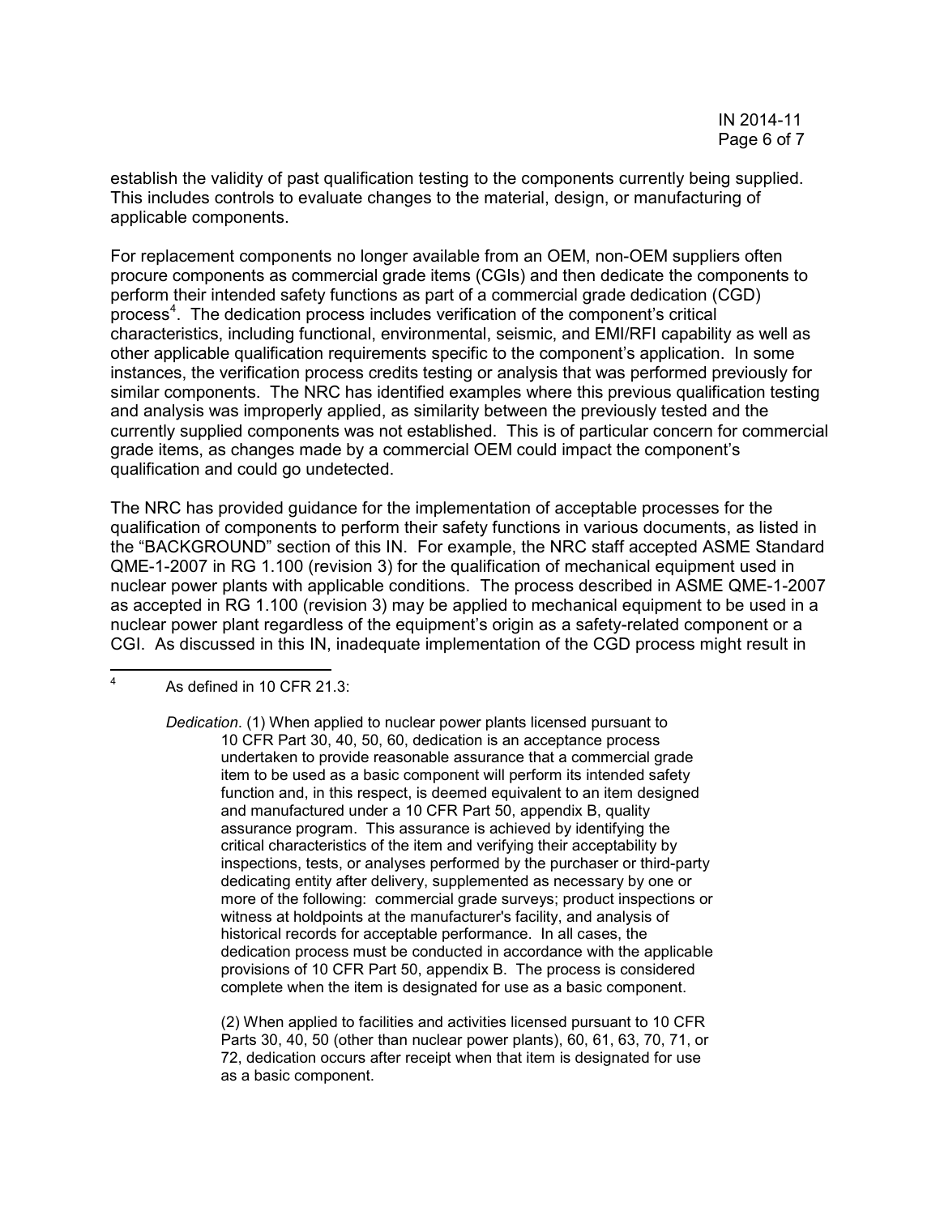establish the validity of past qualification testing to the components currently being supplied. This includes controls to evaluate changes to the material, design, or manufacturing of applicable components.

For replacement components no longer available from an OEM, non-OEM suppliers often procure components as commercial grade items (CGIs) and then dedicate the components to perform their intended safety functions as part of a commercial grade dedication (CGD) process[4]. The dedication process includes verification of the component's critical characteristics, including functional, environmental, seismic, and EMI/RFI capability as well as other applicable qualification requirements specific to the component's application. In some instances, the verification process credits testing or analysis that was performed previously for similar components. The NRC has identified examples where this previous qualification testing and analysis was improperly applied, as similarity between the previously tested and the currently supplied components was not established. This is of particular concern for commercial grade items, as changes made by a commercial OEM could impact the component's qualification and could go undetected.

The NRC has provided guidance for the implementation of acceptable processes for the qualification of components to perform their safety functions in various documents, as listed in the "BACKGROUND" section of this IN. For example, the NRC staff accepted ASME Standard QME-1-2007 in RG 1.100 (revision 3) for the qualification of mechanical equipment used in nuclear power plants with applicable conditions. The process described in ASME QME-1-2007 as accepted in RG 1.100 (revision 3) may be applied to mechanical equipment to be used in a nuclear power plant regardless of the equipment's origin as a safety-related component or a CGI. As discussed in this IN, inadequate implementation of the CGD process might result in

---

[4] As defined in 10 CFR 21.3:

*Dedication*. (1) When applied to nuclear power plants licensed pursuant to 10 CFR Part 30, 40, 50, 60, dedication is an acceptance process undertaken to provide reasonable assurance that a commercial grade item to be used as a basic component will perform its intended safety function and, in this respect, is deemed equivalent to an item designed and manufactured under a 10 CFR Part 50, appendix B, quality assurance program. This assurance is achieved by identifying the critical characteristics of the item and verifying their acceptability by inspections, tests, or analyses performed by the purchaser or third-party dedicating entity after delivery, supplemented as necessary by one or more of the following: commercial grade surveys; product inspections or witness at holdpoints at the manufacturer's facility, and analysis of historical records for acceptable performance. In all cases, the dedication process must be conducted in accordance with the applicable provisions of 10 CFR Part 50, appendix B. The process is considered complete when the item is designated for use as a basic component.

(2) When applied to facilities and activities licensed pursuant to 10 CFR Parts 30, 40, 50 (other than nuclear power plants), 60, 61, 63, 70, 71, or 72, dedication occurs after receipt when that item is designated for use as a basic component.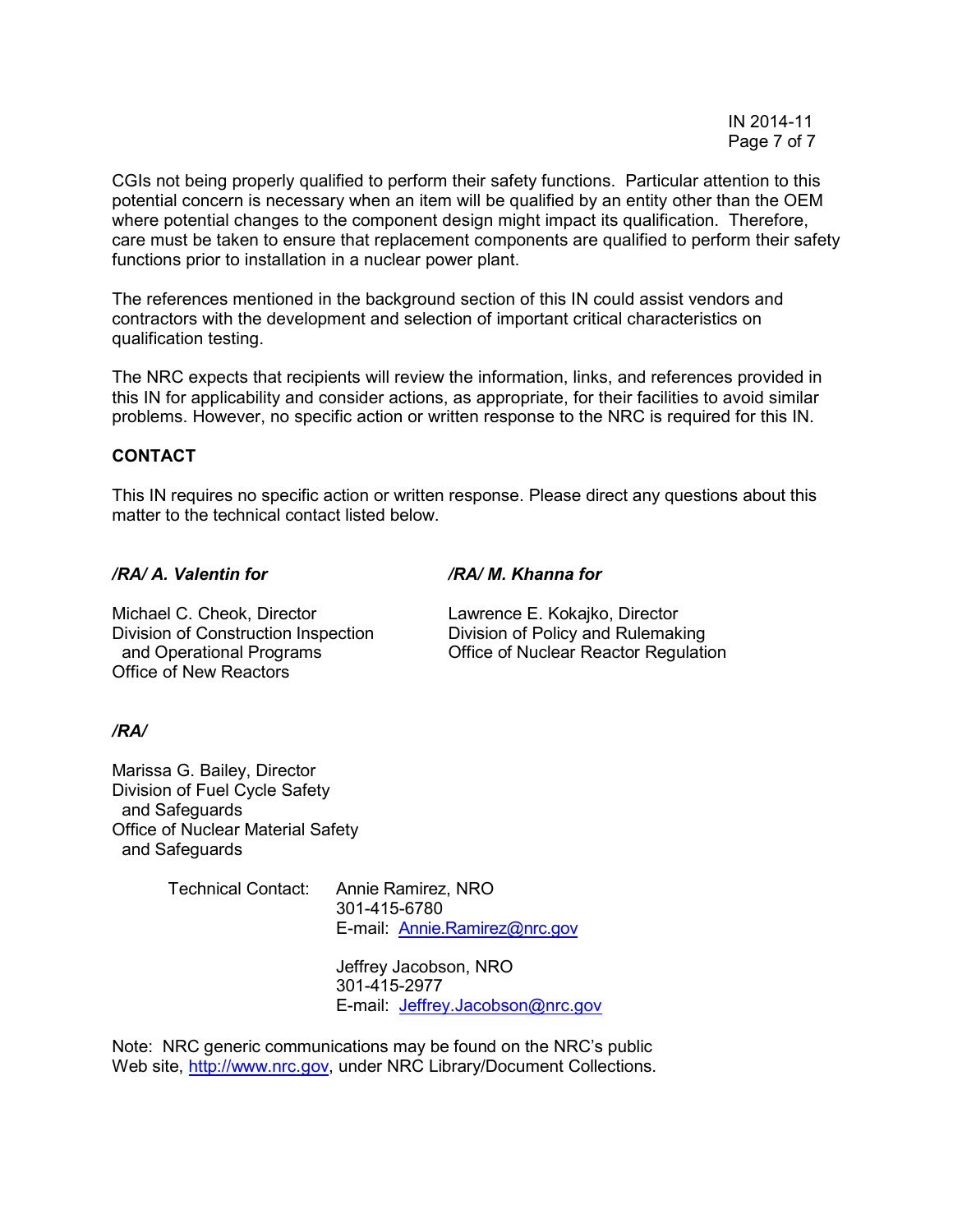CGIs not being properly qualified to perform their safety functions. Particular attention to this potential concern is necessary when an item will be qualified by an entity other than the OEM where potential changes to the component design might impact its qualification. Therefore, care must be taken to ensure that replacement components are qualified to perform their safety functions prior to installation in a nuclear power plant.

The references mentioned in the background section of this IN could assist vendors and contractors with the development and selection of important critical characteristics on qualification testing.

The NRC expects that recipients will review the information, links, and references provided in this IN for applicability and consider actions, as appropriate, for their facilities to avoid similar problems. However, no specific action or written response to the NRC is required for this IN.

**CONTACT**

This IN requires no specific action or written response. Please direct any questions about this matter to the technical contact listed below.

***/RA/ A. Valentin for***

Michael C. Cheok, Director
Division of Construction Inspection
and Operational Programs
Office of New Reactors

***/RA/ M. Khanna for***

Lawrence E. Kokajko, Director
Division of Policy and Rulemaking
Office of Nuclear Reactor Regulation

***/RA/***

Marissa G. Bailey, Director
Division of Fuel Cycle Safety
and Safeguards
Office of Nuclear Material Safety
and Safeguards

Technical Contact:

Annie Ramirez, NRO
301-415-6780
E-mail: Annie.Ramirez@nrc.gov

Jeffrey Jacobson, NRO
301-415-2977
E-mail: Jeffrey.Jacobson@nrc.gov

Note: NRC generic communications may be found on the NRC's public Web site, http://www.nrc.gov, under NRC Library/Document Collections.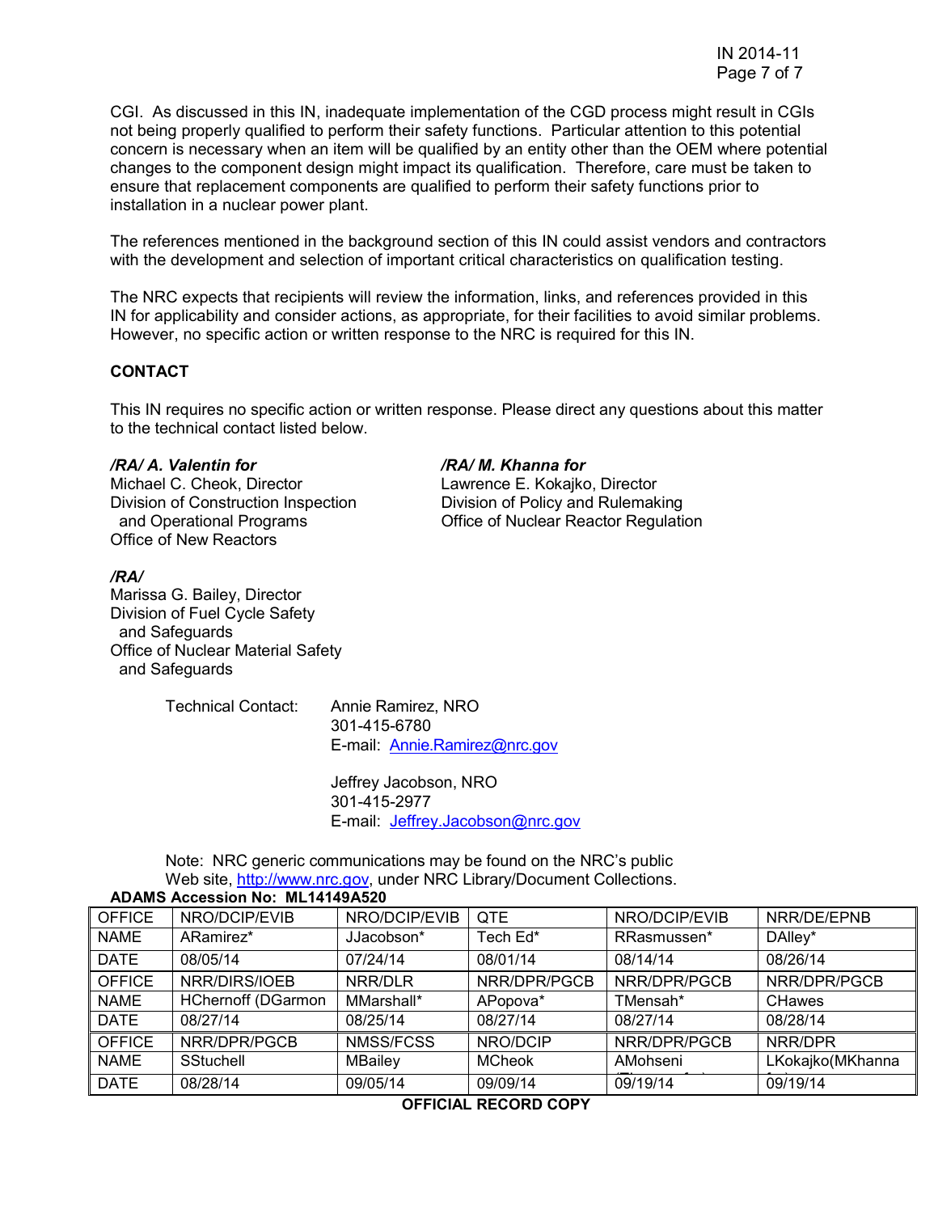CGI. As discussed in this IN, inadequate implementation of the CGD process might result in CGIs not being properly qualified to perform their safety functions. Particular attention to this potential concern is necessary when an item will be qualified by an entity other than the OEM where potential changes to the component design might impact its qualification. Therefore, care must be taken to ensure that replacement components are qualified to perform their safety functions prior to installation in a nuclear power plant.

The references mentioned in the background section of this IN could assist vendors and contractors with the development and selection of important critical characteristics on qualification testing.

The NRC expects that recipients will review the information, links, and references provided in this IN for applicability and consider actions, as appropriate, for their facilities to avoid similar problems. However, no specific action or written response to the NRC is required for this IN.

## CONTACT

This IN requires no specific action or written response. Please direct any questions about this matter to the technical contact listed below.

***/RA/ A. Valentin for***
Michael C. Cheok, Director
Division of Construction Inspection
and Operational Programs
Office of New Reactors

***/RA/ M. Khanna for***
Lawrence E. Kokajko, Director
Division of Policy and Rulemaking
Office of Nuclear Reactor Regulation

***/RA/***
Marissa G. Bailey, Director
Division of Fuel Cycle Safety
and Safeguards
Office of Nuclear Material Safety
and Safeguards

Technical Contact: Annie Ramirez, NRO
301-415-6780
E-mail: Annie.Ramirez@nrc.gov

Jeffrey Jacobson, NRO
301-415-2977
E-mail: Jeffrey.Jacobson@nrc.gov

Note: NRC generic communications may be found on the NRC's public Web site, http://www.nrc.gov, under NRC Library/Document Collections.

**ADAMS Accession No: ML14149A520**

| | | | | | |
|---|---|---|---|---|---|
| OFFICE | NRO/DCIP/EVIB | NRO/DCIP/EVIB | QTE | NRO/DCIP/EVIB | NRR/DE/EPNB |
| NAME | ARamirez* | JJacobson* | Tech Ed* | RRasmussen* | DAlley* |
| DATE | 08/05/14 | 07/24/14 | 08/01/14 | 08/14/14 | 08/26/14 |
| OFFICE | NRR/DIRS/IOEB | NRR/DLR | NRR/DPR/PGCB | NRR/DPR/PGCB | NRR/DPR/PGCB |
| NAME | HChernoff (DGarmon | MMarshall* | APopova* | TMensah* | CHawes |
| DATE | 08/27/14 | 08/25/14 | 08/27/14 | 08/27/14 | 08/28/14 |
| OFFICE | NRR/DPR/PGCB | NMSS/FCSS | NRO/DCIP | NRR/DPR/PGCB | NRR/DPR |
| NAME | SStuchell | MBailey | MCheok | AMohseni | LKokajko(MKhanna |
| DATE | 08/28/14 | 09/05/14 | 09/09/14 | 09/19/14 | 09/19/14 |

**OFFICIAL RECORD COPY**